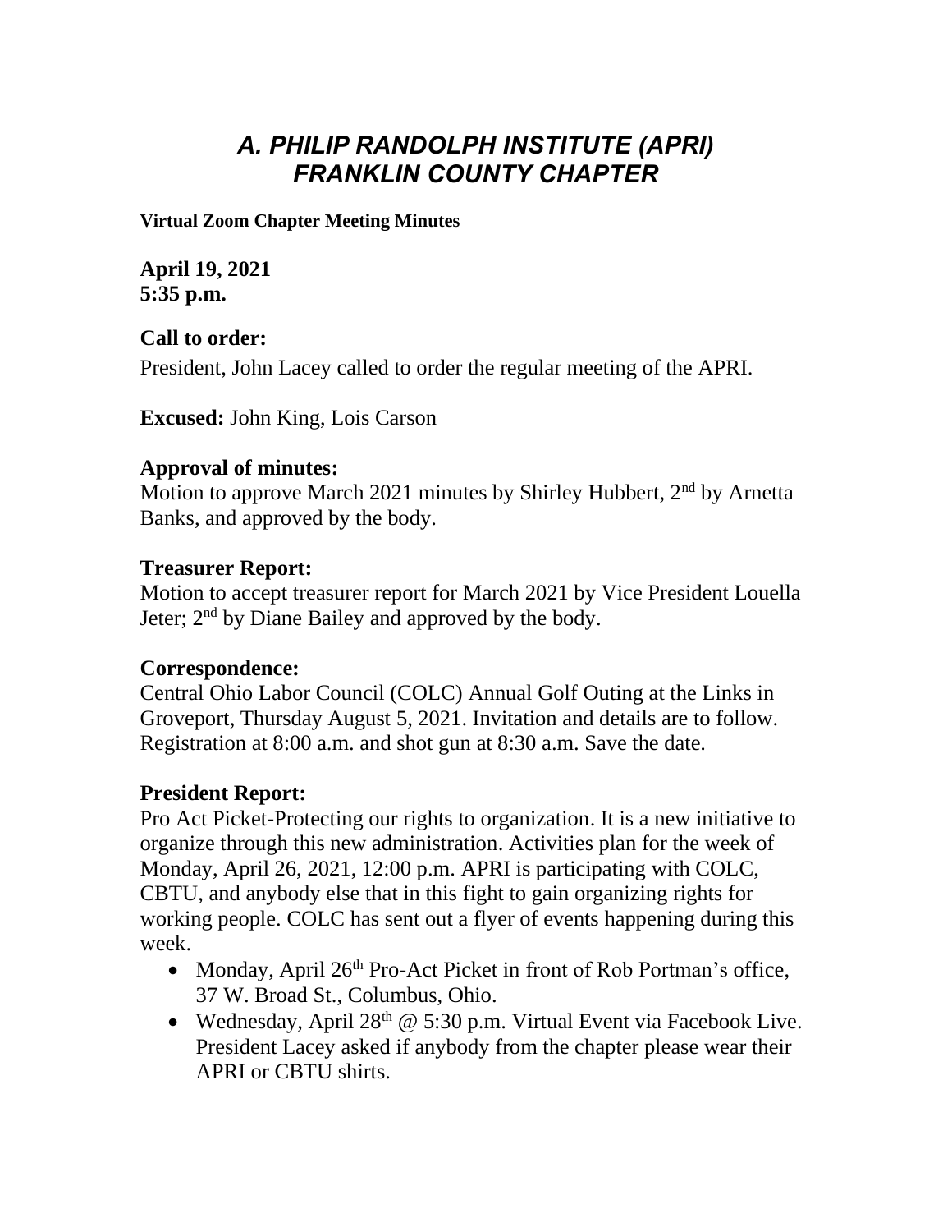# *A. PHILIP RANDOLPH INSTITUTE (APRI) FRANKLIN COUNTY CHAPTER*

**Virtual Zoom Chapter Meeting Minutes**

**April 19, 2021**
**5:35 p.m.**

### Call to order:

President, John Lacey called to order the regular meeting of the APRI.

**Excused:** John King, Lois Carson

### Approval of minutes:

Motion to approve March 2021 minutes by Shirley Hubbert, 2nd by Arnetta Banks, and approved by the body.

### Treasurer Report:

Motion to accept treasurer report for March 2021 by Vice President Louella Jeter; 2nd by Diane Bailey and approved by the body.

### Correspondence:

Central Ohio Labor Council (COLC) Annual Golf Outing at the Links in Groveport, Thursday August 5, 2021. Invitation and details are to follow. Registration at 8:00 a.m. and shot gun at 8:30 a.m. Save the date.

### President Report:

Pro Act Picket-Protecting our rights to organization. It is a new initiative to organize through this new administration. Activities plan for the week of Monday, April 26, 2021, 12:00 p.m. APRI is participating with COLC, CBTU, and anybody else that in this fight to gain organizing rights for working people. COLC has sent out a flyer of events happening during this week.

- Monday, April 26th Pro-Act Picket in front of Rob Portman's office, 37 W. Broad St., Columbus, Ohio.
- Wednesday, April 28th @ 5:30 p.m. Virtual Event via Facebook Live. President Lacey asked if anybody from the chapter please wear their APRI or CBTU shirts.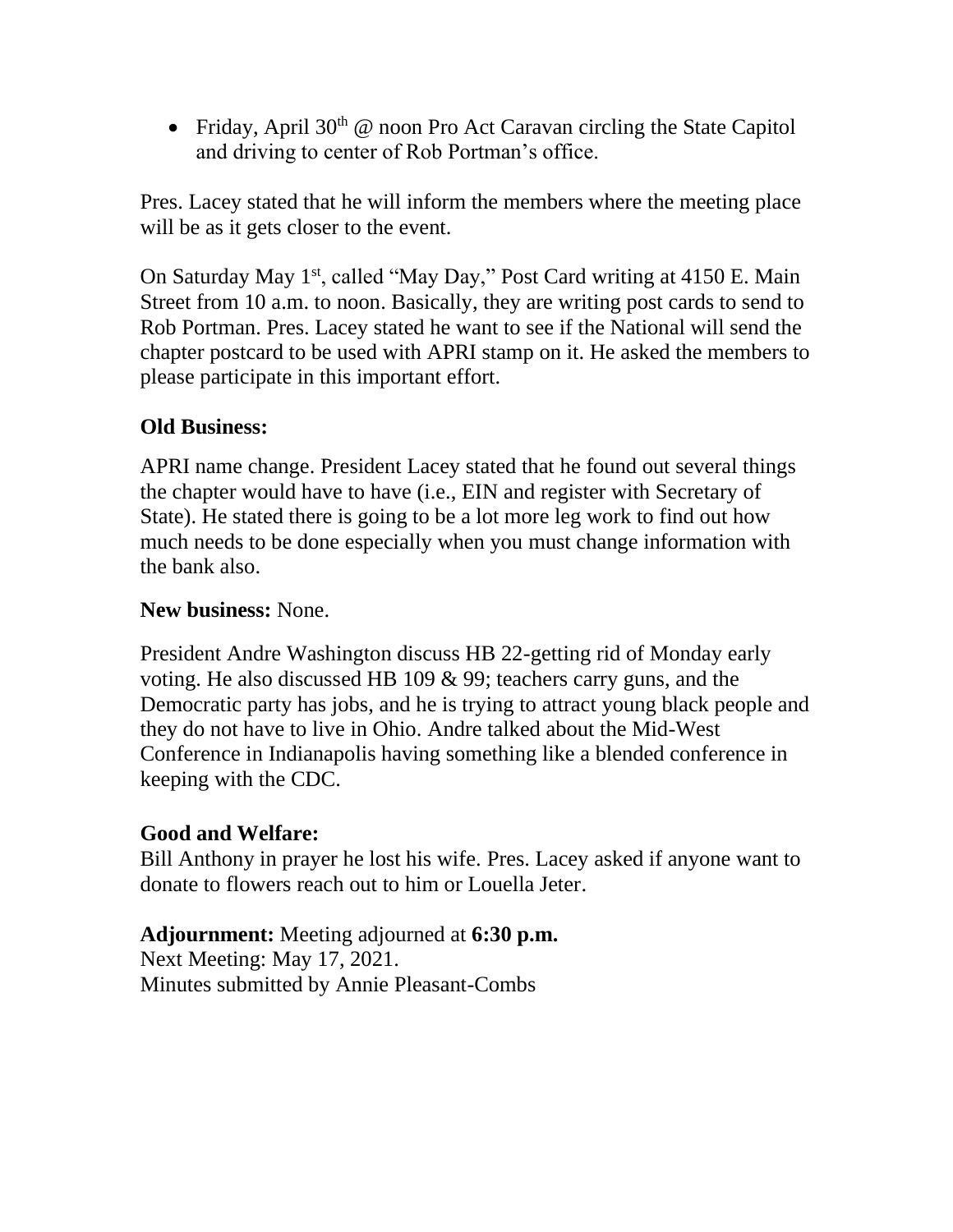- Friday, April 30th @ noon Pro Act Caravan circling the State Capitol and driving to center of Rob Portman's office.

Pres. Lacey stated that he will inform the members where the meeting place will be as it gets closer to the event.

On Saturday May 1st, called "May Day," Post Card writing at 4150 E. Main Street from 10 a.m. to noon. Basically, they are writing post cards to send to Rob Portman. Pres. Lacey stated he want to see if the National will send the chapter postcard to be used with APRI stamp on it. He asked the members to please participate in this important effort.

**Old Business:**

APRI name change. President Lacey stated that he found out several things the chapter would have to have (i.e., EIN and register with Secretary of State). He stated there is going to be a lot more leg work to find out how much needs to be done especially when you must change information with the bank also.

**New business:** None.

President Andre Washington discuss HB 22-getting rid of Monday early voting. He also discussed HB 109 & 99; teachers carry guns, and the Democratic party has jobs, and he is trying to attract young black people and they do not have to live in Ohio. Andre talked about the Mid-West Conference in Indianapolis having something like a blended conference in keeping with the CDC.

**Good and Welfare:**
Bill Anthony in prayer he lost his wife. Pres. Lacey asked if anyone want to donate to flowers reach out to him or Louella Jeter.

**Adjournment:** Meeting adjourned at **6:30 p.m.**
Next Meeting: May 17, 2021.
Minutes submitted by Annie Pleasant-Combs